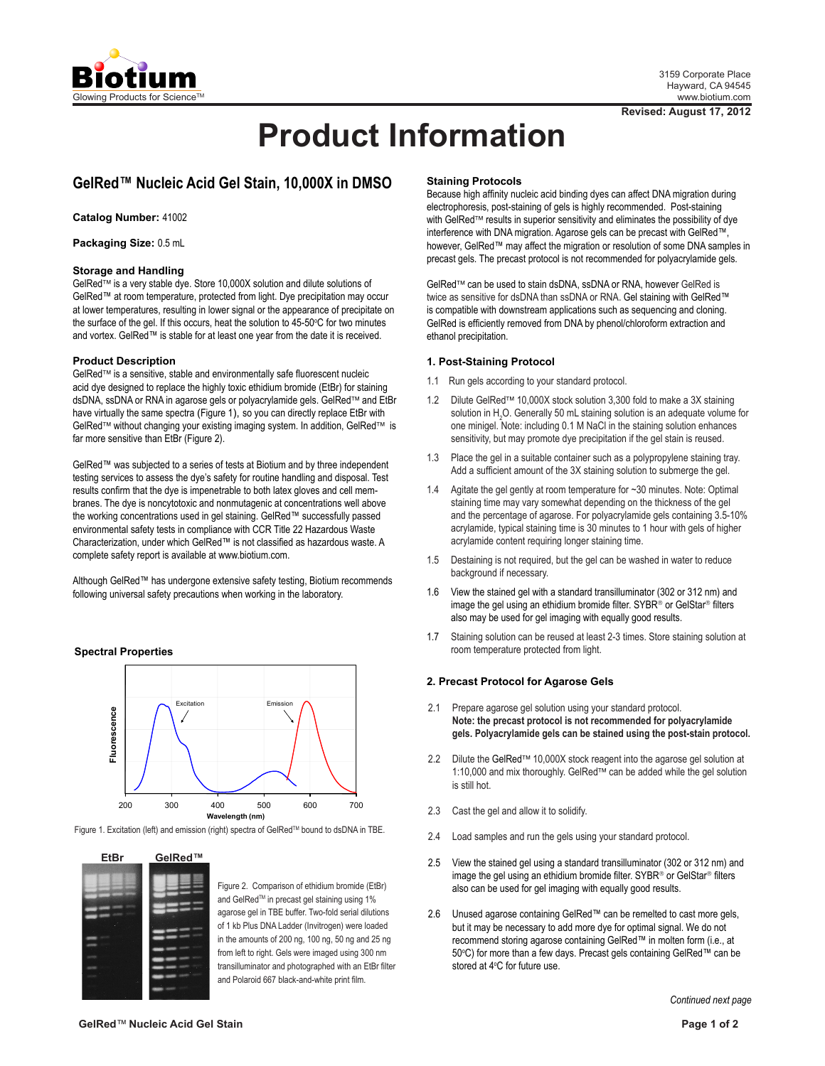# Product Information

3159 Corporate Place
Hayward, CA 94545
www.biotium.com

**Revised: August 17, 2012**

## GelRed™ Nucleic Acid Gel Stain, 10,000X in DMSO

**Catalog Number:** 41002

**Packaging Size:** 0.5 mL

### Storage and Handling

GelRed™ is a very stable dye. Store 10,000X solution and dilute solutions of GelRed™ at room temperature, protected from light. Dye precipitation may occur at lower temperatures, resulting in lower signal or the appearance of precipitate on the surface of the gel. If this occurs, heat the solution to 45-50°C for two minutes and vortex. GelRed™ is stable for at least one year from the date it is received.

### Product Description

GelRed™ is a sensitive, stable and environmentally safe fluorescent nucleic acid dye designed to replace the highly toxic ethidium bromide (EtBr) for staining dsDNA, ssDNA or RNA in agarose gels or polyacrylamide gels. GelRed™ and EtBr have virtually the same spectra (Figure 1), so you can directly replace EtBr with GelRed™ without changing your existing imaging system. In addition, GelRed™ is far more sensitive than EtBr (Figure 2).

GelRed™ was subjected to a series of tests at Biotium and by three independent testing services to assess the dye's safety for routine handling and disposal. Test results confirm that the dye is impenetrable to both latex gloves and cell membranes. The dye is noncytotoxic and nonmutagenic at concentrations well above the working concentrations used in gel staining. GelRed™ successfully passed environmental safety tests in compliance with CCR Title 22 Hazardous Waste Characterization, under which GelRed™ is not classified as hazardous waste. A complete safety report is available at www.biotium.com.

Although GelRed™ has undergone extensive safety testing, Biotium recommends following universal safety precautions when working in the laboratory.

### Spectral Properties

Figure 1. Excitation (left) and emission (right) spectra of GelRed™ bound to dsDNA in TBE.

Figure 2. Comparison of ethidium bromide (EtBr) and GelRed™ in precast gel staining using 1% agarose gel in TBE buffer. Two-fold serial dilutions of 1 kb Plus DNA Ladder (Invitrogen) were loaded in the amounts of 200 ng, 100 ng, 50 ng and 25 ng from left to right. Gels were imaged using 300 nm transilluminator and photographed with an EtBr filter and Polaroid 667 black-and-white print film.

### Staining Protocols

Because high affinity nucleic acid binding dyes can affect DNA migration during electrophoresis, post-staining of gels is highly recommended. Post-staining with GelRed™ results in superior sensitivity and eliminates the possibility of dye interference with DNA migration. Agarose gels can be precast with GelRed™, however, GelRed™ may affect the migration or resolution of some DNA samples in precast gels. The precast protocol is not recommended for polyacrylamide gels.

GelRed™ can be used to stain dsDNA, ssDNA or RNA, however GelRed is twice as sensitive for dsDNA than ssDNA or RNA. Gel staining with GelRed™ is compatible with downstream applications such as sequencing and cloning. GelRed is efficiently removed from DNA by phenol/chloroform extraction and ethanol precipitation.

### 1. Post-Staining Protocol

1.1 Run gels according to your standard protocol.

1.2 Dilute GelRed™ 10,000X stock solution 3,300 fold to make a 3X staining solution in $H_2O$. Generally 50 mL staining solution is an adequate volume for one minigel. Note: including 0.1 M NaCl in the staining solution enhances sensitivity, but may promote dye precipitation if the gel stain is reused.

1.3 Place the gel in a suitable container such as a polypropylene staining tray. Add a sufficient amount of the 3X staining solution to submerge the gel.

1.4 Agitate the gel gently at room temperature for ~30 minutes. Note: Optimal staining time may vary somewhat depending on the thickness of the gel and the percentage of agarose. For polyacrylamide gels containing 3.5-10% acrylamide, typical staining time is 30 minutes to 1 hour with gels of higher acrylamide content requiring longer staining time.

1.5 Destaining is not required, but the gel can be washed in water to reduce background if necessary.

1.6 View the stained gel with a standard transilluminator (302 or 312 nm) and image the gel using an ethidium bromide filter. SYBR® or GelStar® filters also may be used for gel imaging with equally good results.

1.7 Staining solution can be reused at least 2-3 times. Store staining solution at room temperature protected from light.

### 2. Precast Protocol for Agarose Gels

2.1 Prepare agarose gel solution using your standard protocol.
**Note: the precast protocol is not recommended for polyacrylamide gels. Polyacrylamide gels can be stained using the post-stain protocol.**

2.2 Dilute the GelRed™ 10,000X stock reagent into the agarose gel solution at 1:10,000 and mix thoroughly. GelRed™ can be added while the gel solution is still hot.

2.3 Cast the gel and allow it to solidify.

2.4 Load samples and run the gels using your standard protocol.

2.5 View the stained gel using a standard transilluminator (302 or 312 nm) and image the gel using an ethidium bromide filter. SYBR® or GelStar® filters also can be used for gel imaging with equally good results.

2.6 Unused agarose containing GelRed™ can be remelted to cast more gels, but it may be necessary to add more dye for optimal signal. We do not recommend storing agarose containing GelRed™ in molten form (i.e., at 50°C) for more than a few days. Precast gels containing GelRed™ can be stored at 4°C for future use.

*Continued next page*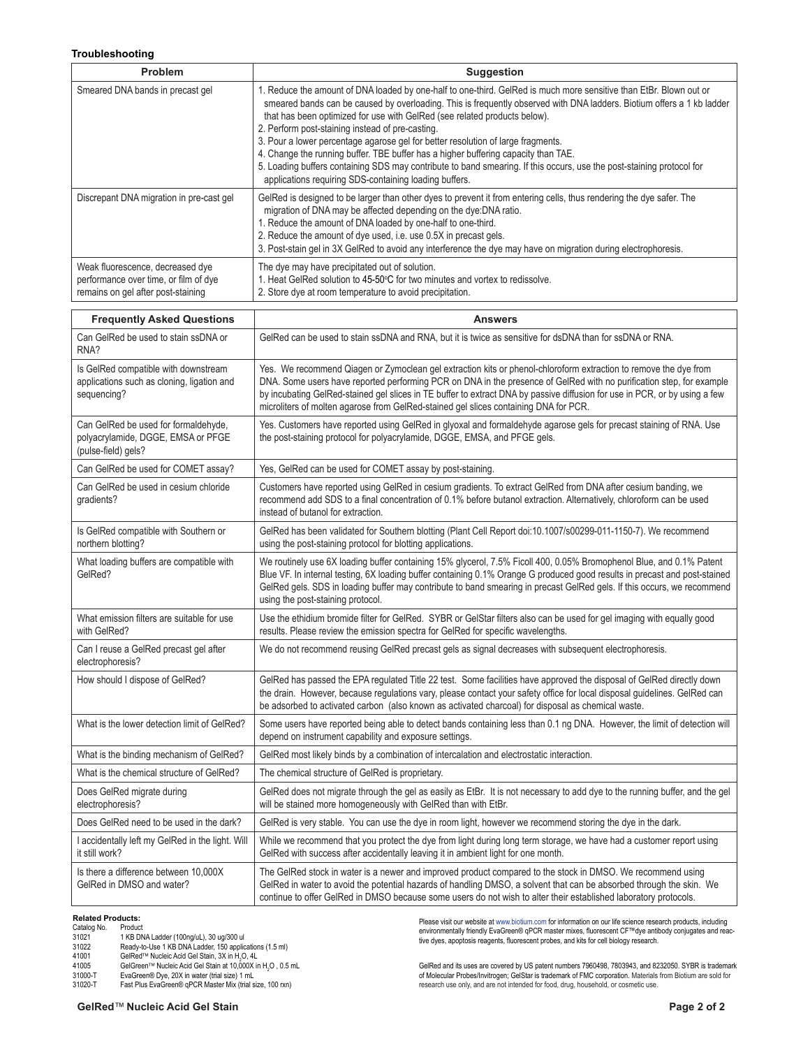**Troubleshooting**

| Problem | Suggestion |
| --- | --- |
| Smeared DNA bands in precast gel | 1. Reduce the amount of DNA loaded by one-half to one-third. GelRed is much more sensitive than EtBr. Blown out or smeared bands can be caused by overloading. This is frequently observed with DNA ladders. Biotium offers a 1 kb ladder that has been optimized for use with GelRed (see related products below).<br>2. Perform post-staining instead of pre-casting.<br>3. Pour a lower percentage agarose gel for better resolution of large fragments.<br>4. Change the running buffer. TBE buffer has a higher buffering capacity than TAE.<br>5. Loading buffers containing SDS may contribute to band smearing. If this occurs, use the post-staining protocol for applications requiring SDS-containing loading buffers. |
| Discrepant DNA migration in pre-cast gel | GelRed is designed to be larger than other dyes to prevent it from entering cells, thus rendering the dye safer. The migration of DNA may be affected depending on the dye:DNA ratio.<br>1. Reduce the amount of DNA loaded by one-half to one-third.<br>2. Reduce the amount of dye used, i.e. use 0.5X in precast gels.<br>3. Post-stain gel in 3X GelRed to avoid any interference the dye may have on migration during electrophoresis. |
| Weak fluorescence, decreased dye performance over time, or film of dye remains on gel after post-staining | The dye may have precipitated out of solution.<br>1. Heat GelRed solution to 45-50°C for two minutes and vortex to redissolve.<br>2. Store dye at room temperature to avoid precipitation. |

| Frequently Asked Questions | Answers |
| --- | --- |
| Can GelRed be used to stain ssDNA or RNA? | GelRed can be used to stain ssDNA and RNA, but it is twice as sensitive for dsDNA than for ssDNA or RNA. |
| Is GelRed compatible with downstream applications such as cloning, ligation and sequencing? | Yes. We recommend Qiagen or Zymoclean gel extraction kits or phenol-chloroform extraction to remove the dye from DNA. Some users have reported performing PCR on DNA in the presence of GelRed with no purification step, for example by incubating GelRed-stained gel slices in TE buffer to extract DNA by passive diffusion for use in PCR, or by using a few microliters of molten agarose from GelRed-stained gel slices containing DNA for PCR. |
| Can GelRed be used for formaldehyde, polyacrylamide, DGGE, EMSA or PFGE (pulse-field) gels? | Yes. Customers have reported using GelRed in glyoxal and formaldehyde agarose gels for precast staining of RNA. Use the post-staining protocol for polyacrylamide, DGGE, EMSA, and PFGE gels. |
| Can GelRed be used for COMET assay? | Yes, GelRed can be used for COMET assay by post-staining. |
| Can GelRed be used in cesium chloride gradients? | Customers have reported using GelRed in cesium gradients. To extract GelRed from DNA after cesium banding, we recommend add SDS to a final concentration of 0.1% before butanol extraction. Alternatively, chloroform can be used instead of butanol for extraction. |
| Is GelRed compatible with Southern or northern blotting? | GelRed has been validated for Southern blotting (Plant Cell Report doi:10.1007/s00299-011-1150-7). We recommend using the post-staining protocol for blotting applications. |
| What loading buffers are compatible with GelRed? | We routinely use 6X loading buffer containing 15% glycerol, 7.5% Ficoll 400, 0.05% Bromophenol Blue, and 0.1% Patent Blue VF. In internal testing, 6X loading buffer containing 0.1% Orange G produced good results in precast and post-stained GelRed gels. SDS in loading buffer may contribute to band smearing in precast GelRed gels. If this occurs, we recommend using the post-staining protocol. |
| What emission filters are suitable for use with GelRed? | Use the ethidium bromide filter for GelRed. SYBR or GelStar filters also can be used for gel imaging with equally good results. Please review the emission spectra for GelRed for specific wavelengths. |
| Can I reuse a GelRed precast gel after electrophoresis? | We do not recommend reusing GelRed precast gels as signal decreases with subsequent electrophoresis. |
| How should I dispose of GelRed? | GelRed has passed the EPA regulated Title 22 test. Some facilities have approved the disposal of GelRed directly down the drain. However, because regulations vary, please contact your safety office for local disposal guidelines. GelRed can be adsorbed to activated carbon (also known as activated charcoal) for disposal as chemical waste. |
| What is the lower detection limit of GelRed? | Some users have reported being able to detect bands containing less than 0.1 ng DNA. However, the limit of detection will depend on instrument capability and exposure settings. |
| What is the binding mechanism of GelRed? | GelRed most likely binds by a combination of intercalation and electrostatic interaction. |
| What is the chemical structure of GelRed? | The chemical structure of GelRed is proprietary. |
| Does GelRed migrate during electrophoresis? | GelRed does not migrate through the gel as easily as EtBr. It is not necessary to add dye to the running buffer, and the gel will be stained more homogeneously with GelRed than with EtBr. |
| Does GelRed need to be used in the dark? | GelRed is very stable. You can use the dye in room light, however we recommend storing the dye in the dark. |
| I accidentally left my GelRed in the light. Will it still work? | While we recommend that you protect the dye from light during long term storage, we have had a customer report using GelRed with success after accidentally leaving it in ambient light for one month. |
| Is there a difference between 10,000X GelRed in DMSO and water? | The GelRed stock in water is a newer and improved product compared to the stock in DMSO. We recommend using GelRed in water to avoid the potential hazards of handling DMSO, a solvent that can be absorbed through the skin. We continue to offer GelRed in DMSO because some users do not wish to alter their established laboratory protocols. |

**Related Products:**

| Catalog No. | Product |
| --- | --- |
| 31021 | 1 KB DNA Ladder (100ng/uL), 30 ug/300 ul |
| 31022 | Ready-to-Use 1 KB DNA Ladder, 150 applications (1.5 ml) |
| 41001 | GelRed™ Nucleic Acid Gel Stain, 3X in $H_2O$, 4L |
| 41005 | GelGreen™ Nucleic Acid Gel Stain at 10,000X in $H_2O$ , 0.5 mL |
| 31000-T | EvaGreen® Dye, 20X in water (trial size) 1 mL |
| 31020-T | Fast Plus EvaGreen® qPCR Master Mix (trial size, 100 rxn) |

Please visit our website at www.biotium.com for information on our life science research products, including environmentally friendly EvaGreen® qPCR master mixes, fluorescent CF™dye antibody conjugates and reactive dyes, apoptosis reagents, fluorescent probes, and kits for cell biology research.

GelRed and its uses are covered by US patent numbers 7960498, 7803943, and 8232050. SYBR is trademark of Molecular Probes/Invitrogen; GelStar is trademark of FMC corporation. Materials from Biotium are sold for research use only, and are not intended for food, drug, household, or cosmetic use.